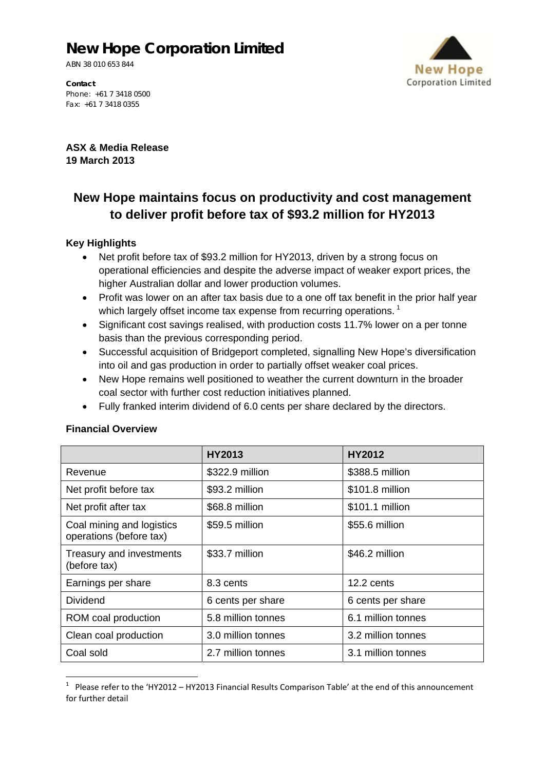# New Hope Corporation Limited

ABN 38 010 653 844

**Contact**
Phone: +61 7 3418 0500
Fax: +61 7 3418 0355

**ASX & Media Release**
**19 March 2013**

## New Hope maintains focus on productivity and cost management to deliver profit before tax of $93.2 million for HY2013

### Key Highlights

- Net profit before tax of $93.2 million for HY2013, driven by a strong focus on operational efficiencies and despite the adverse impact of weaker export prices, the higher Australian dollar and lower production volumes.
- Profit was lower on an after tax basis due to a one off tax benefit in the prior half year which largely offset income tax expense from recurring operations. [1]
- Significant cost savings realised, with production costs 11.7% lower on a per tonne basis than the previous corresponding period.
- Successful acquisition of Bridgeport completed, signalling New Hope's diversification into oil and gas production in order to partially offset weaker coal prices.
- New Hope remains well positioned to weather the current downturn in the broader coal sector with further cost reduction initiatives planned.
- Fully franked interim dividend of 6.0 cents per share declared by the directors.

### Financial Overview

| | HY2013 | HY2012 |
|---|---|---|
| Revenue | $322.9 million | $388.5 million |
| Net profit before tax | $93.2 million | $101.8 million |
| Net profit after tax | $68.8 million | $101.1 million |
| Coal mining and logistics operations (before tax) | $59.5 million | $55.6 million |
| Treasury and investments (before tax) | $33.7 million | $46.2 million |
| Earnings per share | 8.3 cents | 12.2 cents |
| Dividend | 6 cents per share | 6 cents per share |
| ROM coal production | 5.8 million tonnes | 6.1 million tonnes |
| Clean coal production | 3.0 million tonnes | 3.2 million tonnes |
| Coal sold | 2.7 million tonnes | 3.1 million tonnes |

[1] Please refer to the 'HY2012 – HY2013 Financial Results Comparison Table' at the end of this announcement for further detail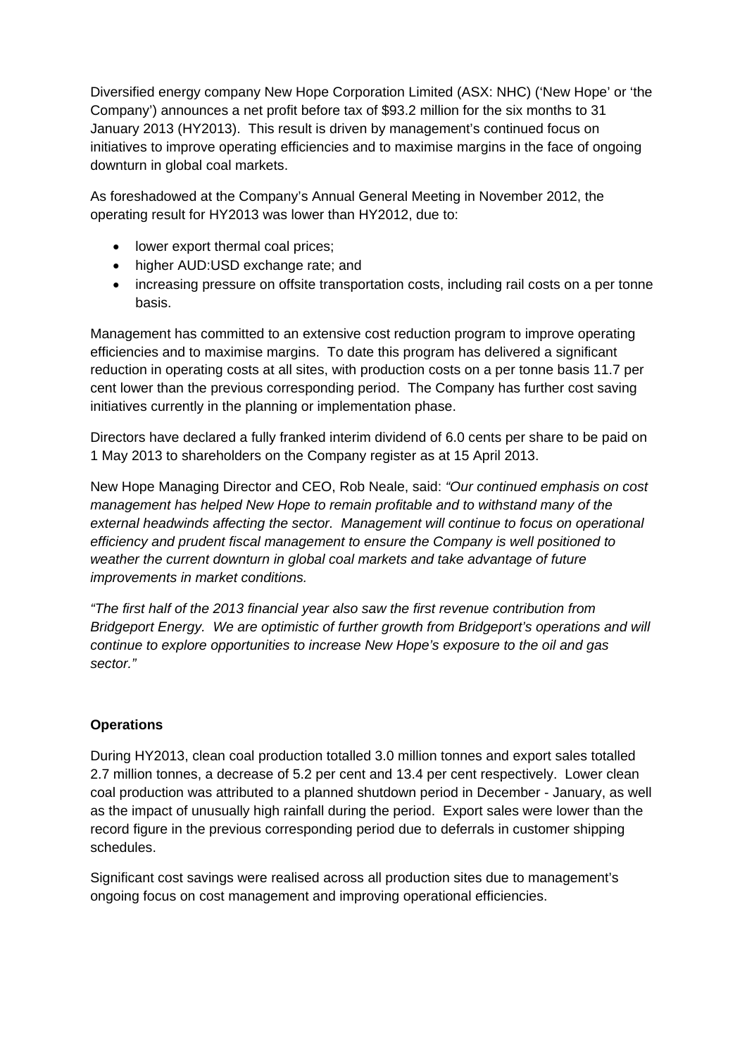Diversified energy company New Hope Corporation Limited (ASX: NHC) ('New Hope' or 'the Company') announces a net profit before tax of $93.2 million for the six months to 31 January 2013 (HY2013). This result is driven by management's continued focus on initiatives to improve operating efficiencies and to maximise margins in the face of ongoing downturn in global coal markets.

As foreshadowed at the Company's Annual General Meeting in November 2012, the operating result for HY2013 was lower than HY2012, due to:

- lower export thermal coal prices;
- higher AUD:USD exchange rate; and
- increasing pressure on offsite transportation costs, including rail costs on a per tonne basis.

Management has committed to an extensive cost reduction program to improve operating efficiencies and to maximise margins. To date this program has delivered a significant reduction in operating costs at all sites, with production costs on a per tonne basis 11.7 per cent lower than the previous corresponding period. The Company has further cost saving initiatives currently in the planning or implementation phase.

Directors have declared a fully franked interim dividend of 6.0 cents per share to be paid on 1 May 2013 to shareholders on the Company register as at 15 April 2013.

New Hope Managing Director and CEO, Rob Neale, said: *"Our continued emphasis on cost management has helped New Hope to remain profitable and to withstand many of the external headwinds affecting the sector. Management will continue to focus on operational efficiency and prudent fiscal management to ensure the Company is well positioned to weather the current downturn in global coal markets and take advantage of future improvements in market conditions.*

*"The first half of the 2013 financial year also saw the first revenue contribution from Bridgeport Energy. We are optimistic of further growth from Bridgeport's operations and will continue to explore opportunities to increase New Hope's exposure to the oil and gas sector."*

**Operations**

During HY2013, clean coal production totalled 3.0 million tonnes and export sales totalled 2.7 million tonnes, a decrease of 5.2 per cent and 13.4 per cent respectively. Lower clean coal production was attributed to a planned shutdown period in December - January, as well as the impact of unusually high rainfall during the period. Export sales were lower than the record figure in the previous corresponding period due to deferrals in customer shipping schedules.

Significant cost savings were realised across all production sites due to management's ongoing focus on cost management and improving operational efficiencies.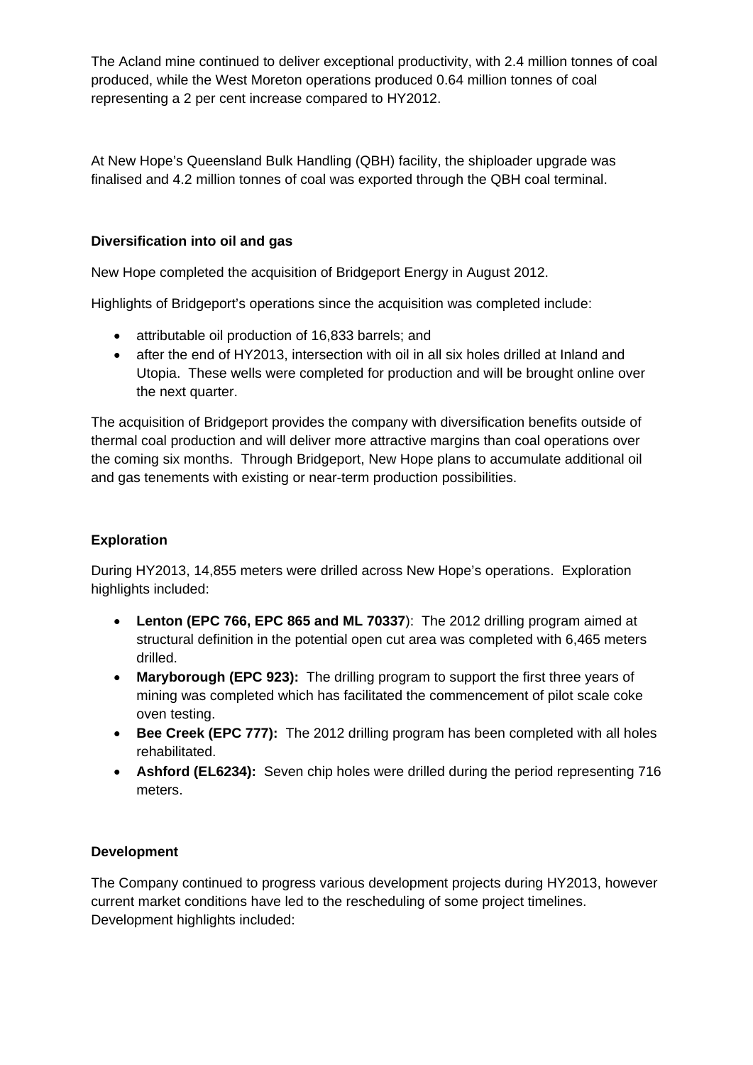The Acland mine continued to deliver exceptional productivity, with 2.4 million tonnes of coal produced, while the West Moreton operations produced 0.64 million tonnes of coal representing a 2 per cent increase compared to HY2012.

At New Hope's Queensland Bulk Handling (QBH) facility, the shiploader upgrade was finalised and 4.2 million tonnes of coal was exported through the QBH coal terminal.

**Diversification into oil and gas**

New Hope completed the acquisition of Bridgeport Energy in August 2012.

Highlights of Bridgeport's operations since the acquisition was completed include:

- attributable oil production of 16,833 barrels; and
- after the end of HY2013, intersection with oil in all six holes drilled at Inland and Utopia. These wells were completed for production and will be brought online over the next quarter.

The acquisition of Bridgeport provides the company with diversification benefits outside of thermal coal production and will deliver more attractive margins than coal operations over the coming six months. Through Bridgeport, New Hope plans to accumulate additional oil and gas tenements with existing or near-term production possibilities.

**Exploration**

During HY2013, 14,855 meters were drilled across New Hope's operations. Exploration highlights included:

- **Lenton (EPC 766, EPC 865 and ML 70337**): The 2012 drilling program aimed at structural definition in the potential open cut area was completed with 6,465 meters drilled.
- **Maryborough (EPC 923):** The drilling program to support the first three years of mining was completed which has facilitated the commencement of pilot scale coke oven testing.
- **Bee Creek (EPC 777):** The 2012 drilling program has been completed with all holes rehabilitated.
- **Ashford (EL6234):** Seven chip holes were drilled during the period representing 716 meters.

**Development**

The Company continued to progress various development projects during HY2013, however current market conditions have led to the rescheduling of some project timelines. Development highlights included: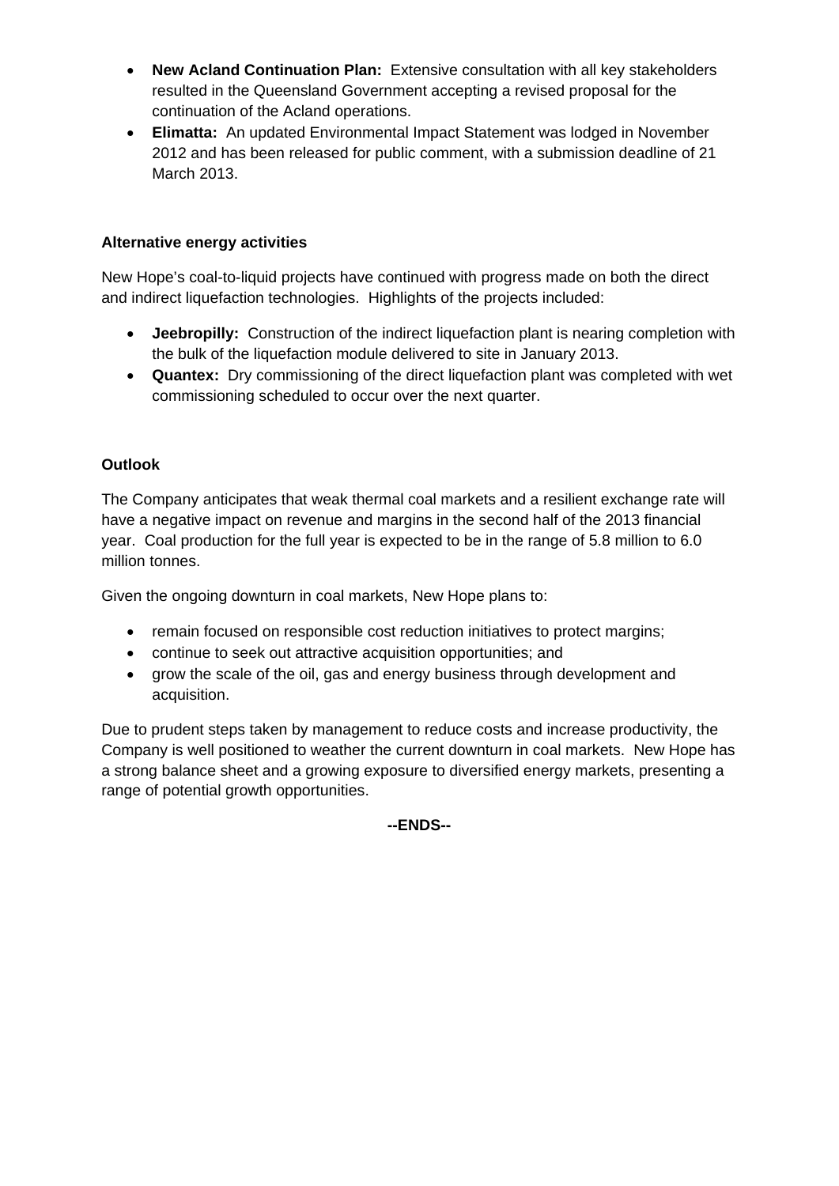- **New Acland Continuation Plan:** Extensive consultation with all key stakeholders resulted in the Queensland Government accepting a revised proposal for the continuation of the Acland operations.
- **Elimatta:** An updated Environmental Impact Statement was lodged in November 2012 and has been released for public comment, with a submission deadline of 21 March 2013.

**Alternative energy activities**

New Hope's coal-to-liquid projects have continued with progress made on both the direct and indirect liquefaction technologies. Highlights of the projects included:

- **Jeebropilly:** Construction of the indirect liquefaction plant is nearing completion with the bulk of the liquefaction module delivered to site in January 2013.
- **Quantex:** Dry commissioning of the direct liquefaction plant was completed with wet commissioning scheduled to occur over the next quarter.

**Outlook**

The Company anticipates that weak thermal coal markets and a resilient exchange rate will have a negative impact on revenue and margins in the second half of the 2013 financial year. Coal production for the full year is expected to be in the range of 5.8 million to 6.0 million tonnes.

Given the ongoing downturn in coal markets, New Hope plans to:

- remain focused on responsible cost reduction initiatives to protect margins;
- continue to seek out attractive acquisition opportunities; and
- grow the scale of the oil, gas and energy business through development and acquisition.

Due to prudent steps taken by management to reduce costs and increase productivity, the Company is well positioned to weather the current downturn in coal markets. New Hope has a strong balance sheet and a growing exposure to diversified energy markets, presenting a range of potential growth opportunities.

**--ENDS--**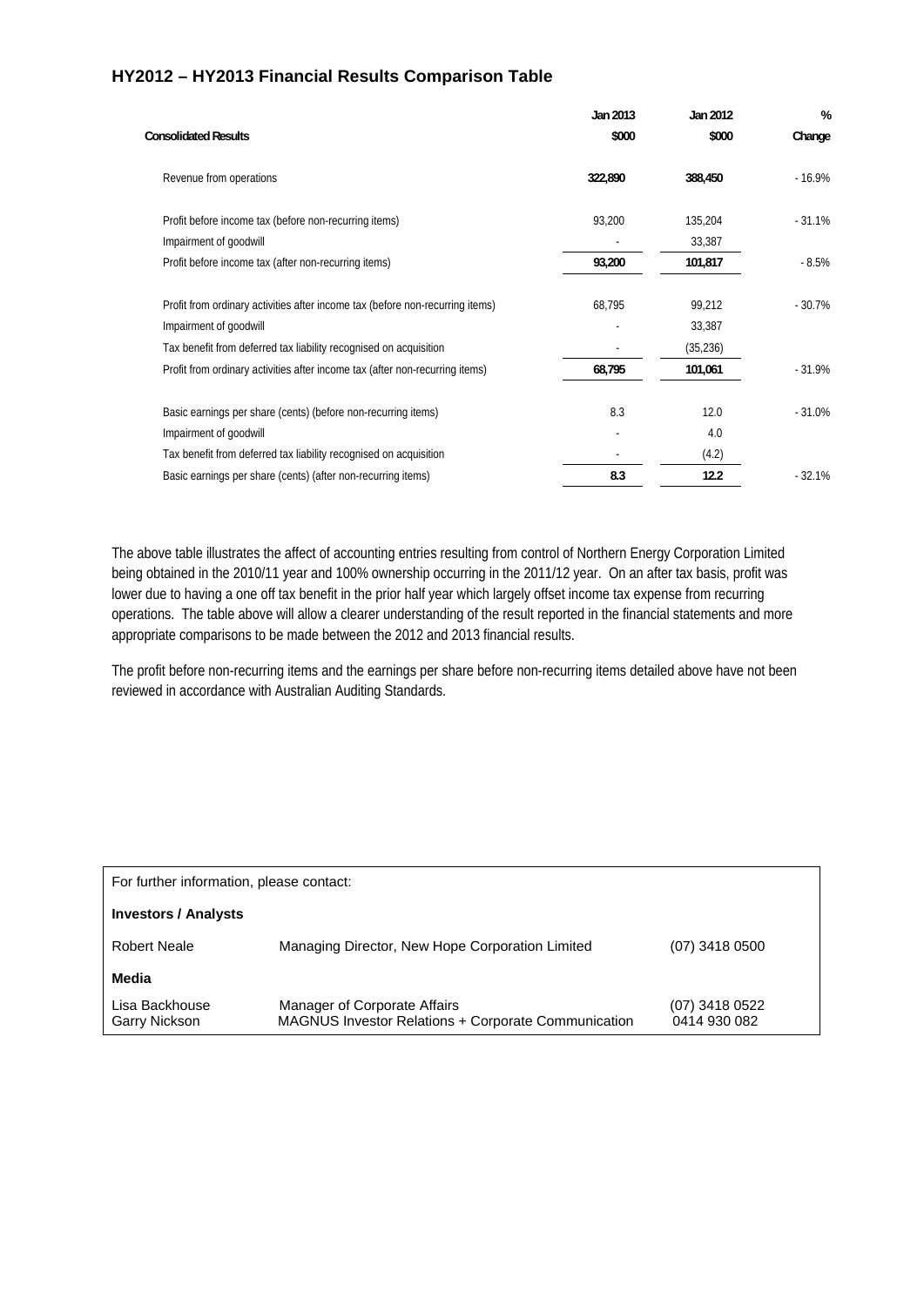### HY2012 – HY2013 Financial Results Comparison Table

| Consolidated Results | Jan 2013 $000 | Jan 2012 $000 | % Change |
|---|---|---|---|
| Revenue from operations | **322,890** | **388,450** | - 16.9% |
| Profit before income tax (before non-recurring items) | 93,200 | 135,204 | - 31.1% |
| Impairment of goodwill | - | 33,387 | |
| Profit before income tax (after non-recurring items) | **93,200** | **101,817** | - 8.5% |
| Profit from ordinary activities after income tax (before non-recurring items) | 68,795 | 99,212 | - 30.7% |
| Impairment of goodwill | - | 33,387 | |
| Tax benefit from deferred tax liability recognised on acquisition | - | (35,236) | |
| Profit from ordinary activities after income tax (after non-recurring items) | **68,795** | **101,061** | - 31.9% |
| Basic earnings per share (cents) (before non-recurring items) | 8.3 | 12.0 | - 31.0% |
| Impairment of goodwill | - | 4.0 | |
| Tax benefit from deferred tax liability recognised on acquisition | - | (4.2) | |
| Basic earnings per share (cents) (after non-recurring items) | **8.3** | **12.2** | - 32.1% |

The above table illustrates the affect of accounting entries resulting from control of Northern Energy Corporation Limited being obtained in the 2010/11 year and 100% ownership occurring in the 2011/12 year. On an after tax basis, profit was lower due to having a one off tax benefit in the prior half year which largely offset income tax expense from recurring operations. The table above will allow a clearer understanding of the result reported in the financial statements and more appropriate comparisons to be made between the 2012 and 2013 financial results.

The profit before non-recurring items and the earnings per share before non-recurring items detailed above have not been reviewed in accordance with Australian Auditing Standards.

For further information, please contact:

**Investors / Analysts**

| | | |
|---|---|---|
| Robert Neale | Managing Director, New Hope Corporation Limited | (07) 3418 0500 |

**Media**

| | | |
|---|---|---|
| Lisa Backhouse | Manager of Corporate Affairs | (07) 3418 0522 |
| Garry Nickson | MAGNUS Investor Relations + Corporate Communication | 0414 930 082 |